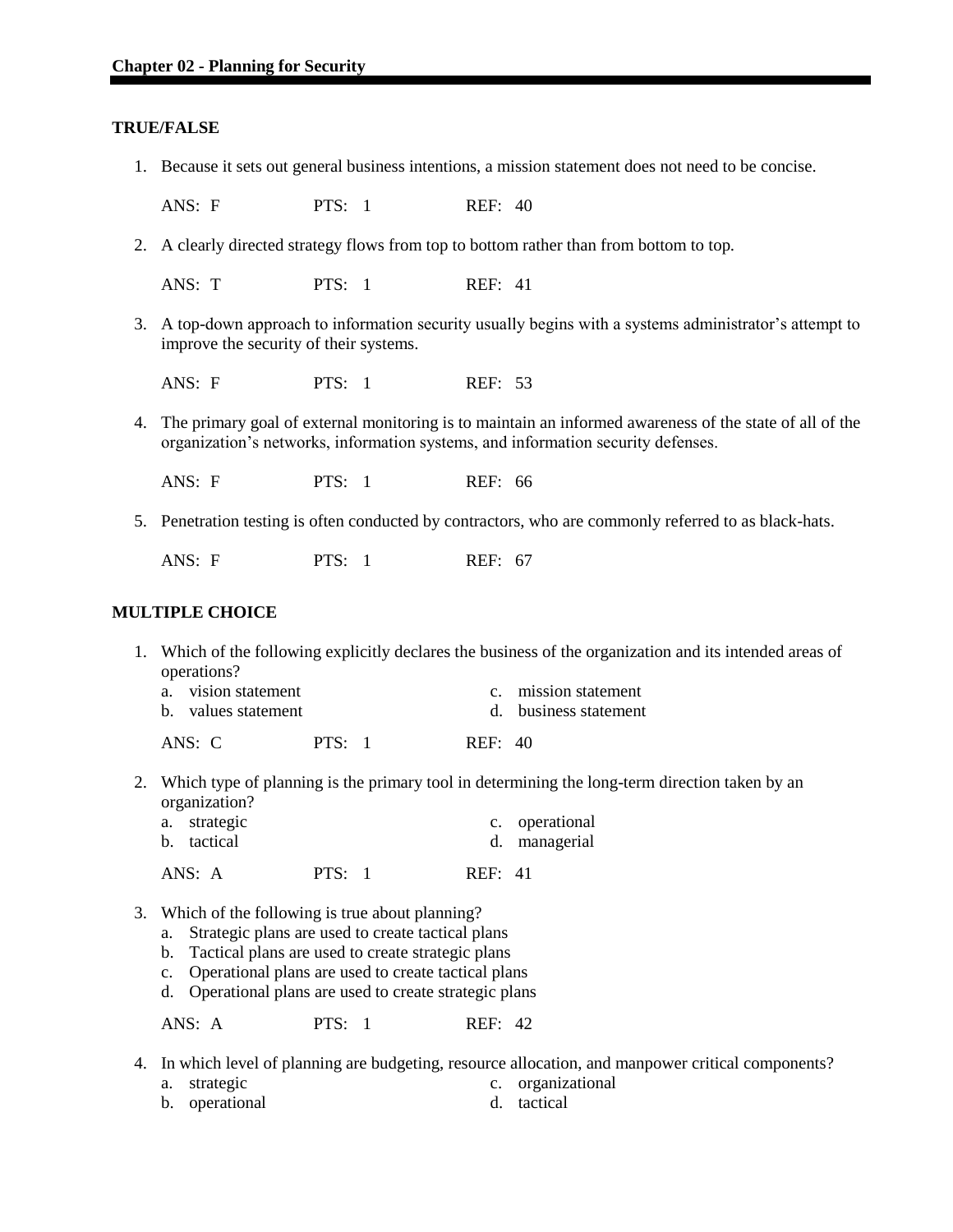## Chapter 02 - Planning for Security

### TRUE/FALSE

1. Because it sets out general business intentions, a mission statement does not need to be concise.

   ANS: F PTS: 1 REF: 40

2. A clearly directed strategy flows from top to bottom rather than from bottom to top.

   ANS: T PTS: 1 REF: 41

3. A top-down approach to information security usually begins with a systems administrator's attempt to improve the security of their systems.

   ANS: F PTS: 1 REF: 53

4. The primary goal of external monitoring is to maintain an informed awareness of the state of all of the organization's networks, information systems, and information security defenses.

   ANS: F PTS: 1 REF: 66

5. Penetration testing is often conducted by contractors, who are commonly referred to as black-hats.

   ANS: F PTS: 1 REF: 67

### MULTIPLE CHOICE

1. Which of the following explicitly declares the business of the organization and its intended areas of operations?
   a. vision statement
   b. values statement
   c. mission statement
   d. business statement

   ANS: C PTS: 1 REF: 40

2. Which type of planning is the primary tool in determining the long-term direction taken by an organization?
   a. strategic
   b. tactical
   c. operational
   d. managerial

   ANS: A PTS: 1 REF: 41

3. Which of the following is true about planning?
   a. Strategic plans are used to create tactical plans
   b. Tactical plans are used to create strategic plans
   c. Operational plans are used to create tactical plans
   d. Operational plans are used to create strategic plans

   ANS: A PTS: 1 REF: 42

4. In which level of planning are budgeting, resource allocation, and manpower critical components?
   a. strategic
   b. operational
   c. organizational
   d. tactical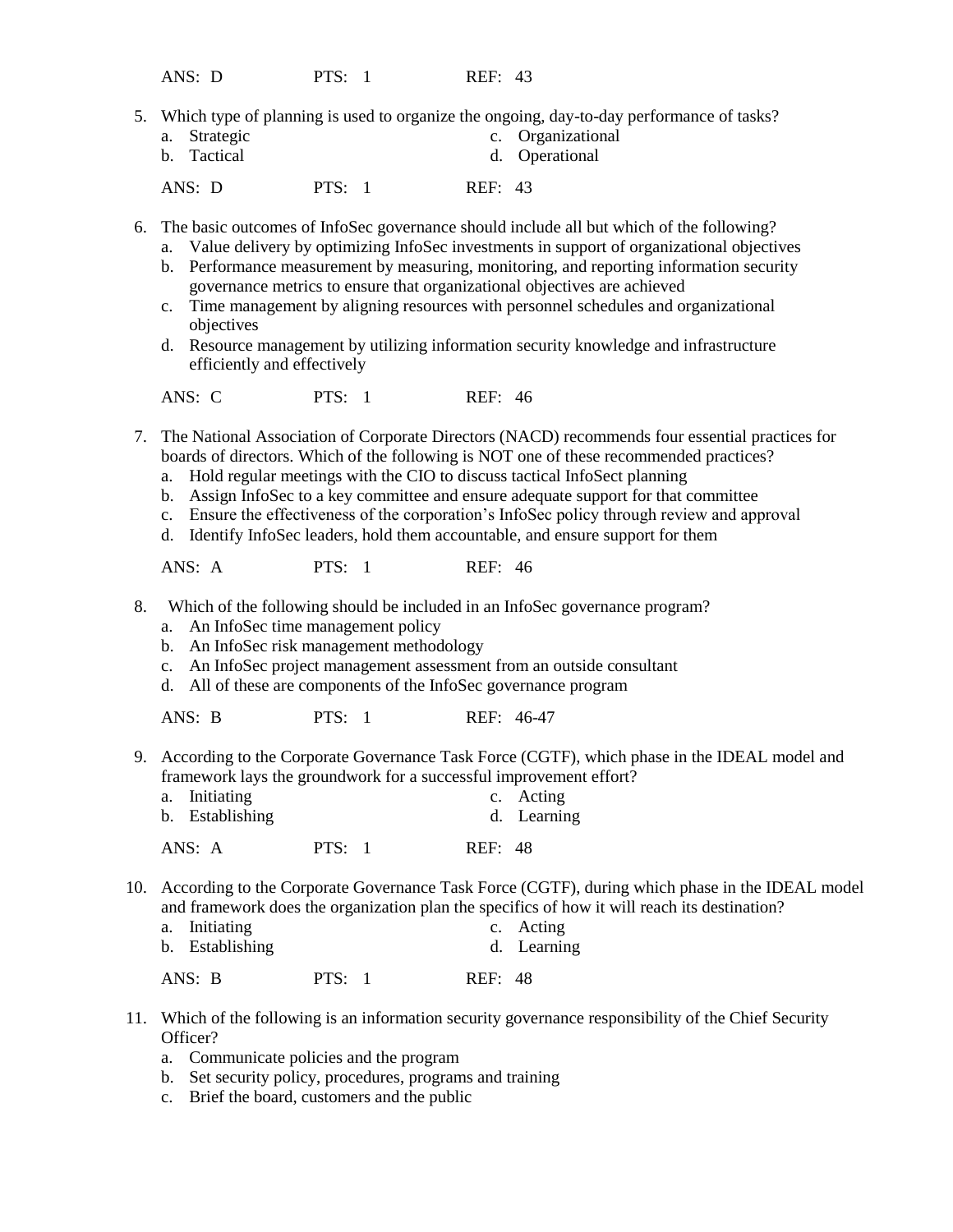ANS: D PTS: 1 REF: 43

5. Which type of planning is used to organize the ongoing, day-to-day performance of tasks?
   a. Strategic
   b. Tactical
   c. Organizational
   d. Operational

   ANS: D PTS: 1 REF: 43

6. The basic outcomes of InfoSec governance should include all but which of the following?
   a. Value delivery by optimizing InfoSec investments in support of organizational objectives
   b. Performance measurement by measuring, monitoring, and reporting information security governance metrics to ensure that organizational objectives are achieved
   c. Time management by aligning resources with personnel schedules and organizational objectives
   d. Resource management by utilizing information security knowledge and infrastructure efficiently and effectively

   ANS: C PTS: 1 REF: 46

7. The National Association of Corporate Directors (NACD) recommends four essential practices for boards of directors. Which of the following is NOT one of these recommended practices?
   a. Hold regular meetings with the CIO to discuss tactical InfoSect planning
   b. Assign InfoSec to a key committee and ensure adequate support for that committee
   c. Ensure the effectiveness of the corporation's InfoSec policy through review and approval
   d. Identify InfoSec leaders, hold them accountable, and ensure support for them

   ANS: A PTS: 1 REF: 46

8. Which of the following should be included in an InfoSec governance program?
   a. An InfoSec time management policy
   b. An InfoSec risk management methodology
   c. An InfoSec project management assessment from an outside consultant
   d. All of these are components of the InfoSec governance program

   ANS: B PTS: 1 REF: 46-47

9. According to the Corporate Governance Task Force (CGTF), which phase in the IDEAL model and framework lays the groundwork for a successful improvement effort?
   a. Initiating
   b. Establishing
   c. Acting
   d. Learning

   ANS: A PTS: 1 REF: 48

10. According to the Corporate Governance Task Force (CGTF), during which phase in the IDEAL model and framework does the organization plan the specifics of how it will reach its destination?
    a. Initiating
    b. Establishing
    c. Acting
    d. Learning

    ANS: B PTS: 1 REF: 48

11. Which of the following is an information security governance responsibility of the Chief Security Officer?
    a. Communicate policies and the program
    b. Set security policy, procedures, programs and training
    c. Brief the board, customers and the public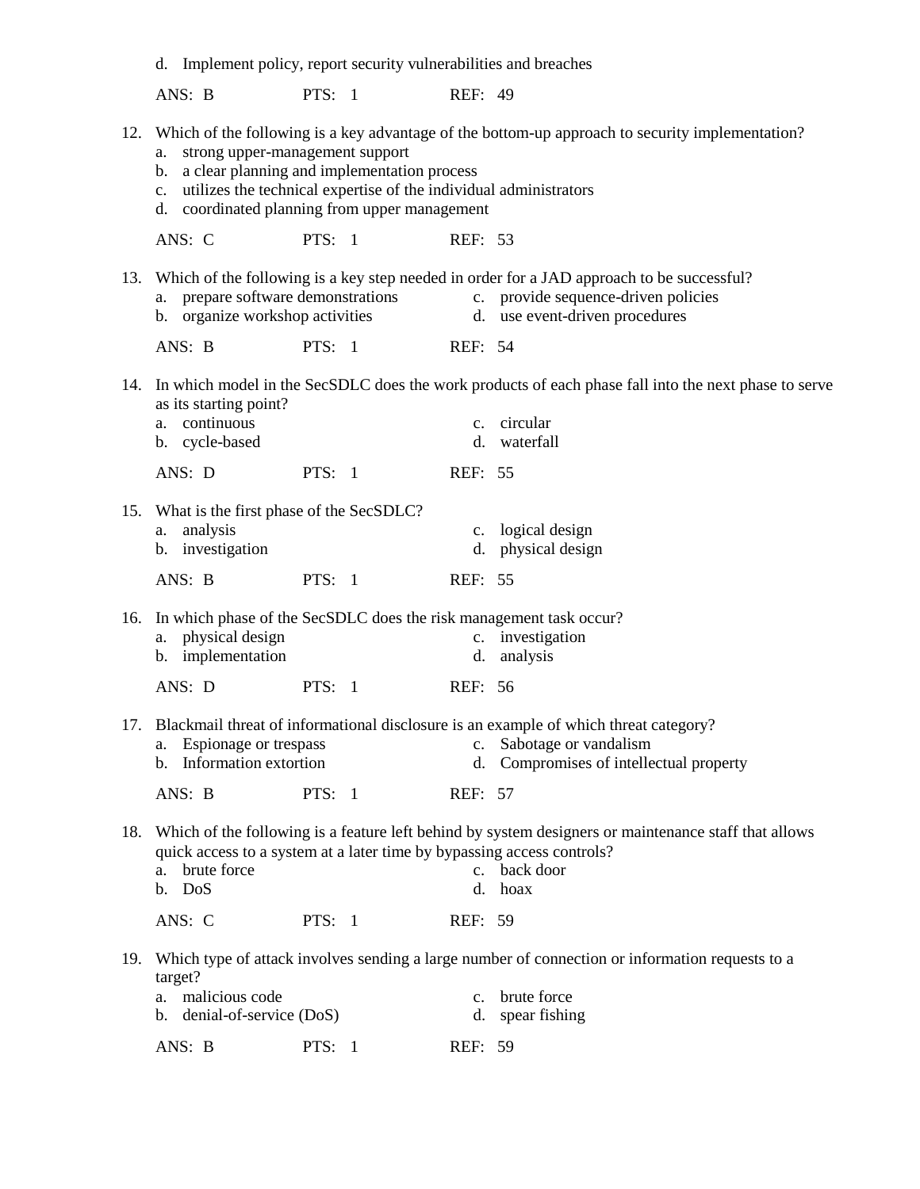d. Implement policy, report security vulnerabilities and breaches

ANS: B PTS: 1 REF: 49

12. Which of the following is a key advantage of the bottom-up approach to security implementation?
    a. strong upper-management support
    b. a clear planning and implementation process
    c. utilizes the technical expertise of the individual administrators
    d. coordinated planning from upper management

    ANS: C PTS: 1 REF: 53

13. Which of the following is a key step needed in order for a JAD approach to be successful?
    a. prepare software demonstrations
    b. organize workshop activities
    c. provide sequence-driven policies
    d. use event-driven procedures

    ANS: B PTS: 1 REF: 54

14. In which model in the SecSDLC does the work products of each phase fall into the next phase to serve as its starting point?
    a. continuous
    b. cycle-based
    c. circular
    d. waterfall

    ANS: D PTS: 1 REF: 55

15. What is the first phase of the SecSDLC?
    a. analysis
    b. investigation
    c. logical design
    d. physical design

    ANS: B PTS: 1 REF: 55

16. In which phase of the SecSDLC does the risk management task occur?
    a. physical design
    b. implementation
    c. investigation
    d. analysis

    ANS: D PTS: 1 REF: 56

17. Blackmail threat of informational disclosure is an example of which threat category?
    a. Espionage or trespass
    b. Information extortion
    c. Sabotage or vandalism
    d. Compromises of intellectual property

    ANS: B PTS: 1 REF: 57

18. Which of the following is a feature left behind by system designers or maintenance staff that allows quick access to a system at a later time by bypassing access controls?
    a. brute force
    b. DoS
    c. back door
    d. hoax

    ANS: C PTS: 1 REF: 59

19. Which type of attack involves sending a large number of connection or information requests to a target?
    a. malicious code
    b. denial-of-service (DoS)
    c. brute force
    d. spear fishing

    ANS: B PTS: 1 REF: 59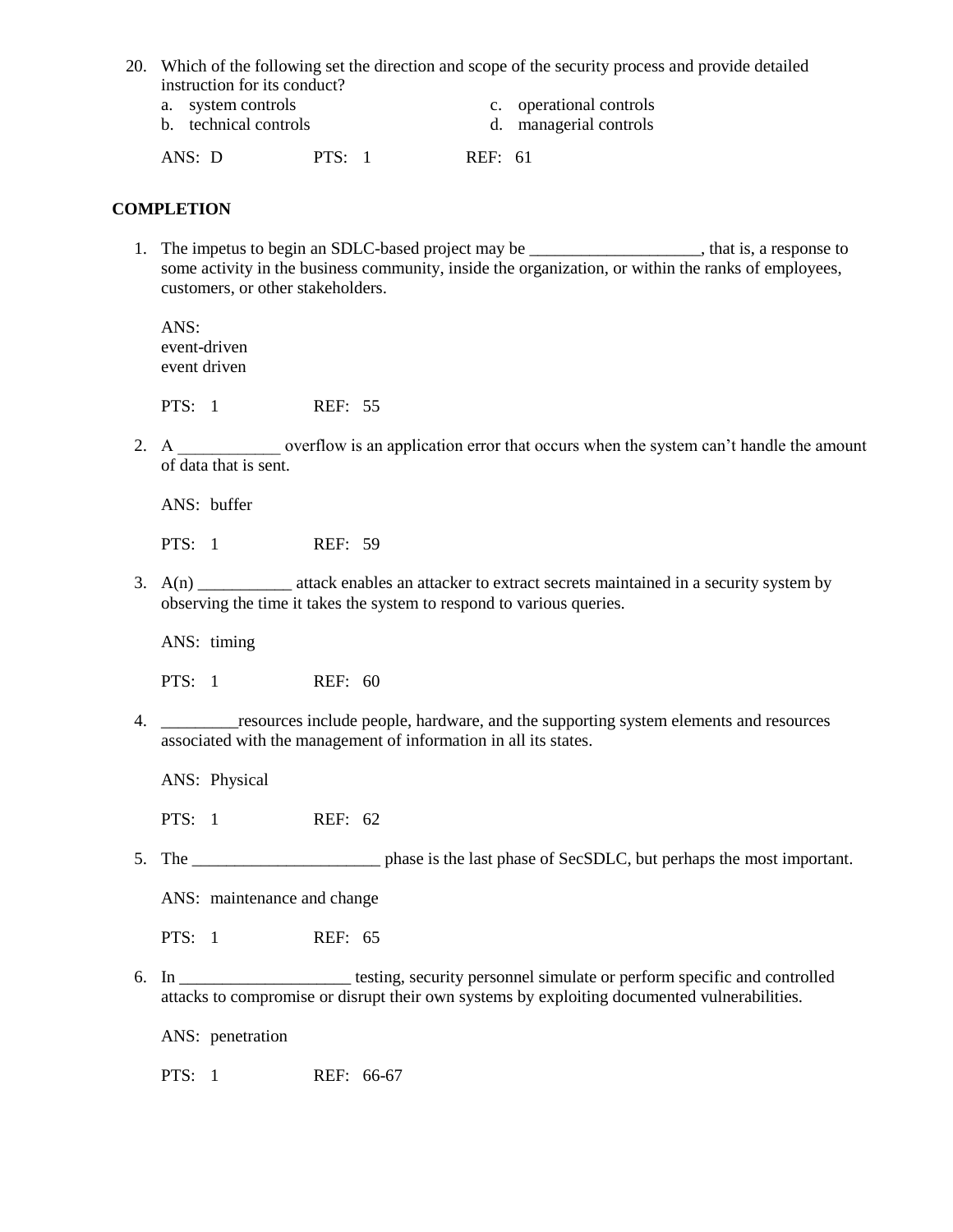20. Which of the following set the direction and scope of the security process and provide detailed instruction for its conduct?

    a. system controls
    b. technical controls
    c. operational controls
    d. managerial controls

    ANS: D PTS: 1 REF: 61

## COMPLETION

1. The impetus to begin an SDLC-based project may be ____________________, that is, a response to some activity in the business community, inside the organization, or within the ranks of employees, customers, or other stakeholders.

   ANS:
   event-driven
   event driven

   PTS: 1 REF: 55

2. A ____________ overflow is an application error that occurs when the system can't handle the amount of data that is sent.

   ANS: buffer

   PTS: 1 REF: 59

3. A(n) ___________ attack enables an attacker to extract secrets maintained in a security system by observing the time it takes the system to respond to various queries.

   ANS: timing

   PTS: 1 REF: 60

4. _________resources include people, hardware, and the supporting system elements and resources associated with the management of information in all its states.

   ANS: Physical

   PTS: 1 REF: 62

5. The ______________________ phase is the last phase of SecSDLC, but perhaps the most important.

   ANS: maintenance and change

   PTS: 1 REF: 65

6. In ____________________ testing, security personnel simulate or perform specific and controlled attacks to compromise or disrupt their own systems by exploiting documented vulnerabilities.

   ANS: penetration

   PTS: 1 REF: 66-67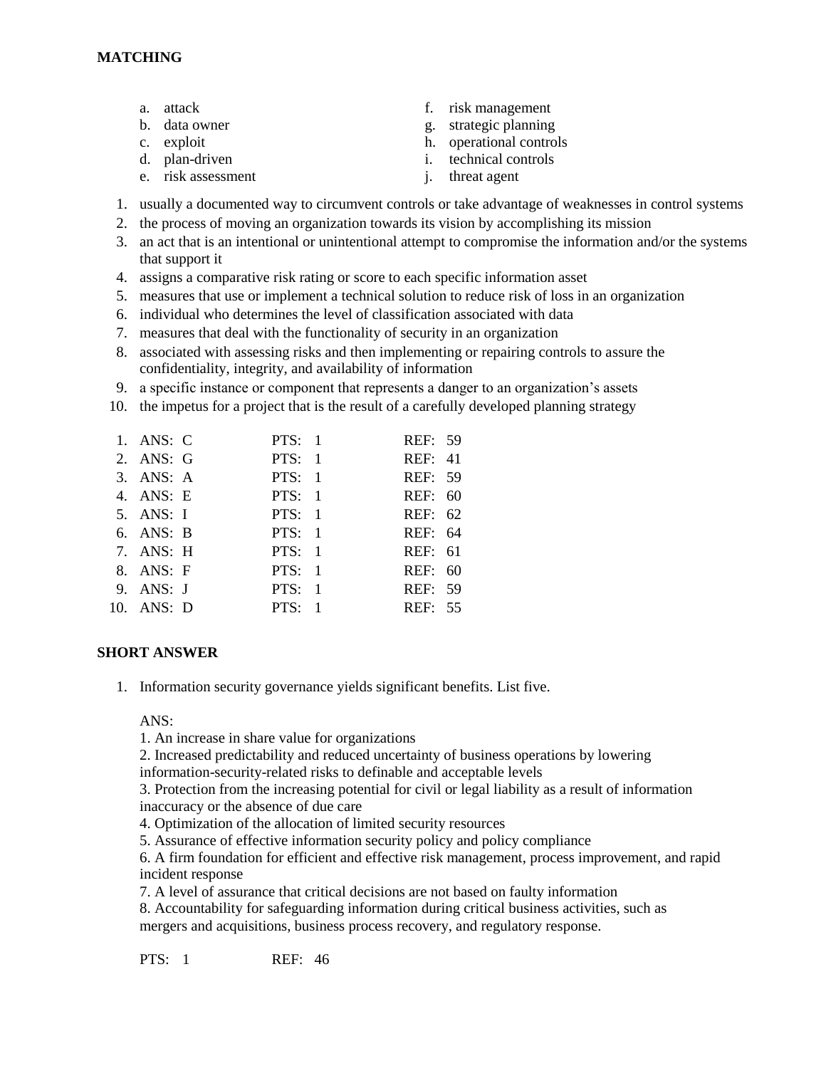**MATCHING**

a. attack
b. data owner
c. exploit
d. plan-driven
e. risk assessment
f. risk management
g. strategic planning
h. operational controls
i. technical controls
j. threat agent

1. usually a documented way to circumvent controls or take advantage of weaknesses in control systems
2. the process of moving an organization towards its vision by accomplishing its mission
3. an act that is an intentional or unintentional attempt to compromise the information and/or the systems that support it
4. assigns a comparative risk rating or score to each specific information asset
5. measures that use or implement a technical solution to reduce risk of loss in an organization
6. individual who determines the level of classification associated with data
7. measures that deal with the functionality of security in an organization
8. associated with assessing risks and then implementing or repairing controls to assure the confidentiality, integrity, and availability of information
9. a specific instance or component that represents a danger to an organization's assets
10. the impetus for a project that is the result of a carefully developed planning strategy

| | ANS | PTS | REF |
|---|---|---|---|
| 1. | ANS: C | PTS: 1 | REF: 59 |
| 2. | ANS: G | PTS: 1 | REF: 41 |
| 3. | ANS: A | PTS: 1 | REF: 59 |
| 4. | ANS: E | PTS: 1 | REF: 60 |
| 5. | ANS: I | PTS: 1 | REF: 62 |
| 6. | ANS: B | PTS: 1 | REF: 64 |
| 7. | ANS: H | PTS: 1 | REF: 61 |
| 8. | ANS: F | PTS: 1 | REF: 60 |
| 9. | ANS: J | PTS: 1 | REF: 59 |
| 10. | ANS: D | PTS: 1 | REF: 55 |

**SHORT ANSWER**

1. Information security governance yields significant benefits. List five.

ANS:
1. An increase in share value for organizations
2. Increased predictability and reduced uncertainty of business operations by lowering information-security-related risks to definable and acceptable levels
3. Protection from the increasing potential for civil or legal liability as a result of information inaccuracy or the absence of due care
4. Optimization of the allocation of limited security resources
5. Assurance of effective information security policy and policy compliance
6. A firm foundation for efficient and effective risk management, process improvement, and rapid incident response
7. A level of assurance that critical decisions are not based on faulty information
8. Accountability for safeguarding information during critical business activities, such as mergers and acquisitions, business process recovery, and regulatory response.

PTS: 1 REF: 46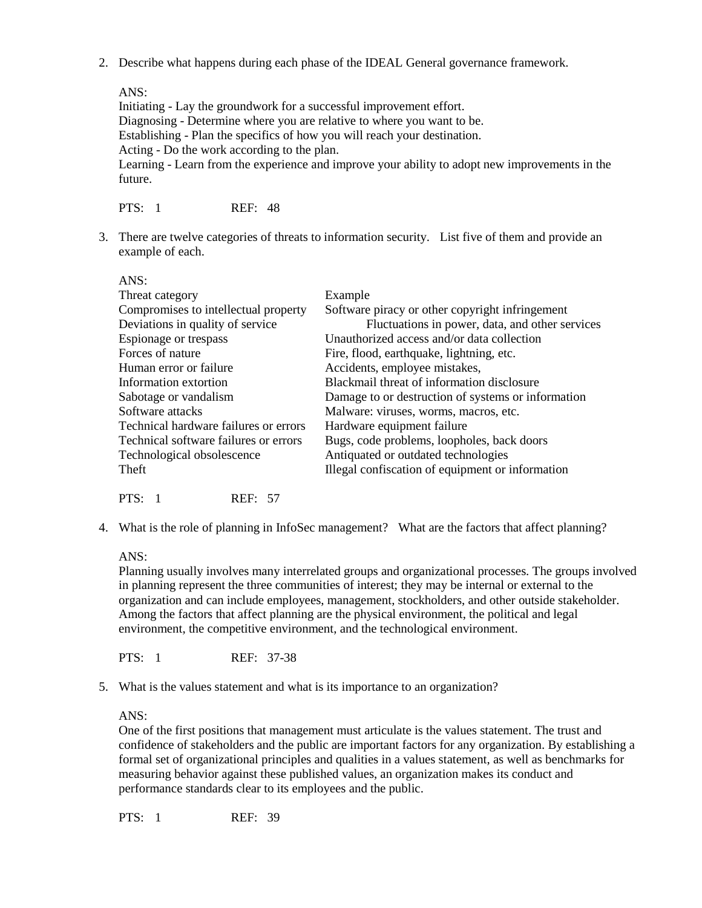2. Describe what happens during each phase of the IDEAL General governance framework.

   ANS:
   Initiating - Lay the groundwork for a successful improvement effort.
   Diagnosing - Determine where you are relative to where you want to be.
   Establishing - Plan the specifics of how you will reach your destination.
   Acting - Do the work according to the plan.
   Learning - Learn from the experience and improve your ability to adopt new improvements in the future.

   PTS: 1 REF: 48

3. There are twelve categories of threats to information security. List five of them and provide an example of each.

   ANS:

| Threat category | Example |
| --- | --- |
| Compromises to intellectual property | Software piracy or other copyright infringement |
| Deviations in quality of service | Fluctuations in power, data, and other services |
| Espionage or trespass | Unauthorized access and/or data collection |
| Forces of nature | Fire, flood, earthquake, lightning, etc. |
| Human error or failure | Accidents, employee mistakes, |
| Information extortion | Blackmail threat of information disclosure |
| Sabotage or vandalism | Damage to or destruction of systems or information |
| Software attacks | Malware: viruses, worms, macros, etc. |
| Technical hardware failures or errors | Hardware equipment failure |
| Technical software failures or errors | Bugs, code problems, loopholes, back doors |
| Technological obsolescence | Antiquated or outdated technologies |
| Theft | Illegal confiscation of equipment or information |

   PTS: 1 REF: 57

4. What is the role of planning in InfoSec management? What are the factors that affect planning?

   ANS:
   Planning usually involves many interrelated groups and organizational processes. The groups involved in planning represent the three communities of interest; they may be internal or external to the organization and can include employees, management, stockholders, and other outside stakeholder. Among the factors that affect planning are the physical environment, the political and legal environment, the competitive environment, and the technological environment.

   PTS: 1 REF: 37-38

5. What is the values statement and what is its importance to an organization?

   ANS:
   One of the first positions that management must articulate is the values statement. The trust and confidence of stakeholders and the public are important factors for any organization. By establishing a formal set of organizational principles and qualities in a values statement, as well as benchmarks for measuring behavior against these published values, an organization makes its conduct and performance standards clear to its employees and the public.

   PTS: 1 REF: 39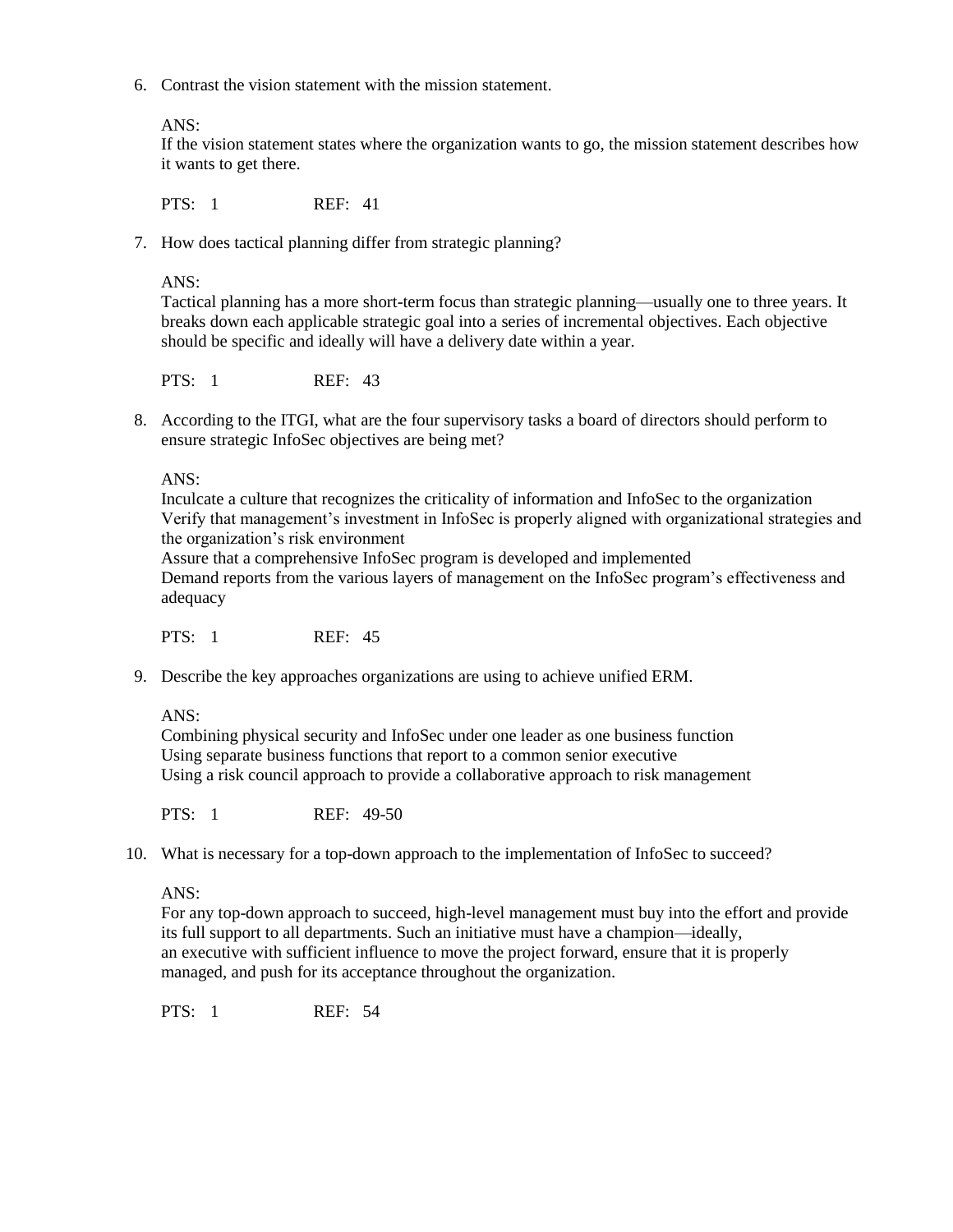6. Contrast the vision statement with the mission statement.

   ANS:
   If the vision statement states where the organization wants to go, the mission statement describes how it wants to get there.

   PTS: 1 REF: 41

7. How does tactical planning differ from strategic planning?

   ANS:
   Tactical planning has a more short-term focus than strategic planning—usually one to three years. It breaks down each applicable strategic goal into a series of incremental objectives. Each objective should be specific and ideally will have a delivery date within a year.

   PTS: 1 REF: 43

8. According to the ITGI, what are the four supervisory tasks a board of directors should perform to ensure strategic InfoSec objectives are being met?

   ANS:
   Inculcate a culture that recognizes the criticality of information and InfoSec to the organization
   Verify that management's investment in InfoSec is properly aligned with organizational strategies and the organization's risk environment
   Assure that a comprehensive InfoSec program is developed and implemented
   Demand reports from the various layers of management on the InfoSec program's effectiveness and adequacy

   PTS: 1 REF: 45

9. Describe the key approaches organizations are using to achieve unified ERM.

   ANS:
   Combining physical security and InfoSec under one leader as one business function
   Using separate business functions that report to a common senior executive
   Using a risk council approach to provide a collaborative approach to risk management

   PTS: 1 REF: 49-50

10. What is necessary for a top-down approach to the implementation of InfoSec to succeed?

    ANS:
    For any top-down approach to succeed, high-level management must buy into the effort and provide its full support to all departments. Such an initiative must have a champion—ideally, an executive with sufficient influence to move the project forward, ensure that it is properly managed, and push for its acceptance throughout the organization.

    PTS: 1 REF: 54